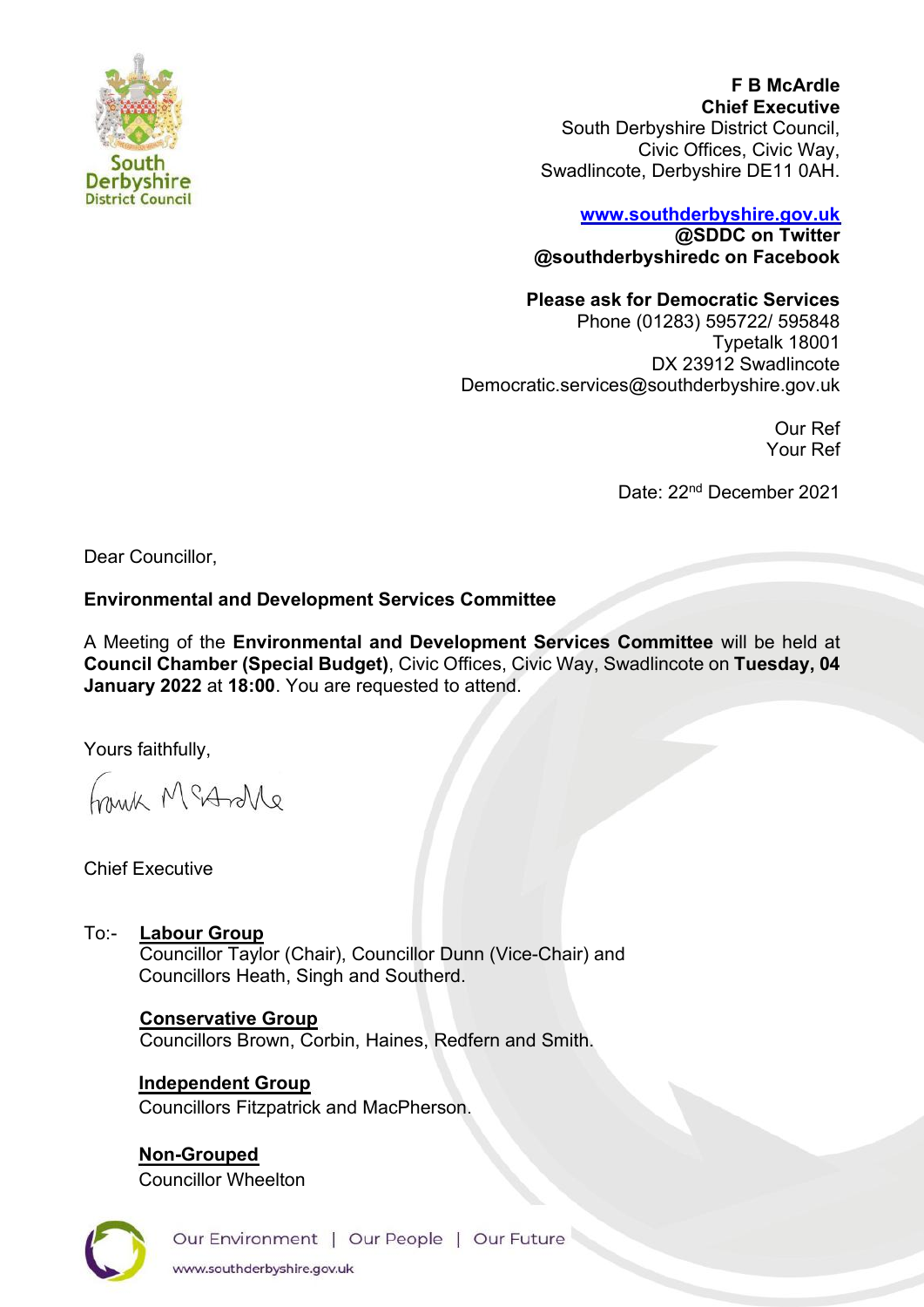**F B McArdle**
**Chief Executive**
South Derbyshire District Council,
Civic Offices, Civic Way,
Swadlincote, Derbyshire DE11 0AH.

**www.southderbyshire.gov.uk**
**@SDDC on Twitter**
**@southderbyshiredc on Facebook**

**Please ask for Democratic Services**
Phone (01283) 595722/ 595848
Typetalk 18001
DX 23912 Swadlincote
Democratic.services@southderbyshire.gov.uk

Our Ref
Your Ref

Date: 22nd December 2021

Dear Councillor,

**Environmental and Development Services Committee**

A Meeting of the **Environmental and Development Services Committee** will be held at **Council Chamber (Special Budget)**, Civic Offices, Civic Way, Swadlincote on **Tuesday, 04 January 2022** at **18:00**. You are requested to attend.

Yours faithfully,

Frank McArdle

Chief Executive

To:-

**Labour Group**
Councillor Taylor (Chair), Councillor Dunn (Vice-Chair) and Councillors Heath, Singh and Southerd.

**Conservative Group**
Councillors Brown, Corbin, Haines, Redfern and Smith.

**Independent Group**
Councillors Fitzpatrick and MacPherson.

**Non-Grouped**
Councillor Wheelton

Our Environment | Our People | Our Future
www.southderbyshire.gov.uk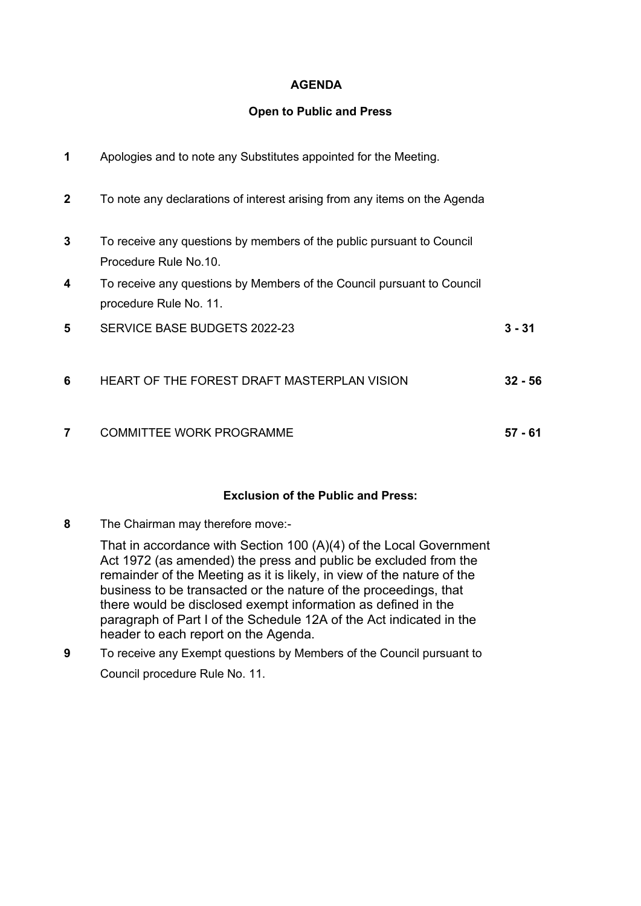# AGENDA

## Open to Public and Press

| | | |
|---|---|---|
| **1** | Apologies and to note any Substitutes appointed for the Meeting. | |
| **2** | To note any declarations of interest arising from any items on the Agenda | |
| **3** | To receive any questions by members of the public pursuant to Council Procedure Rule No.10. | |
| **4** | To receive any questions by Members of the Council pursuant to Council procedure Rule No. 11. | |
| **5** | SERVICE BASE BUDGETS 2022-23 | **3 - 31** |
| **6** | HEART OF THE FOREST DRAFT MASTERPLAN VISION | **32 - 56** |
| **7** | COMMITTEE WORK PROGRAMME | **57 - 61** |

## Exclusion of the Public and Press:

**8** The Chairman may therefore move:-

That in accordance with Section 100 (A)(4) of the Local Government Act 1972 (as amended) the press and public be excluded from the remainder of the Meeting as it is likely, in view of the nature of the business to be transacted or the nature of the proceedings, that there would be disclosed exempt information as defined in the paragraph of Part I of the Schedule 12A of the Act indicated in the header to each report on the Agenda.

**9** To receive any Exempt questions by Members of the Council pursuant to Council procedure Rule No. 11.